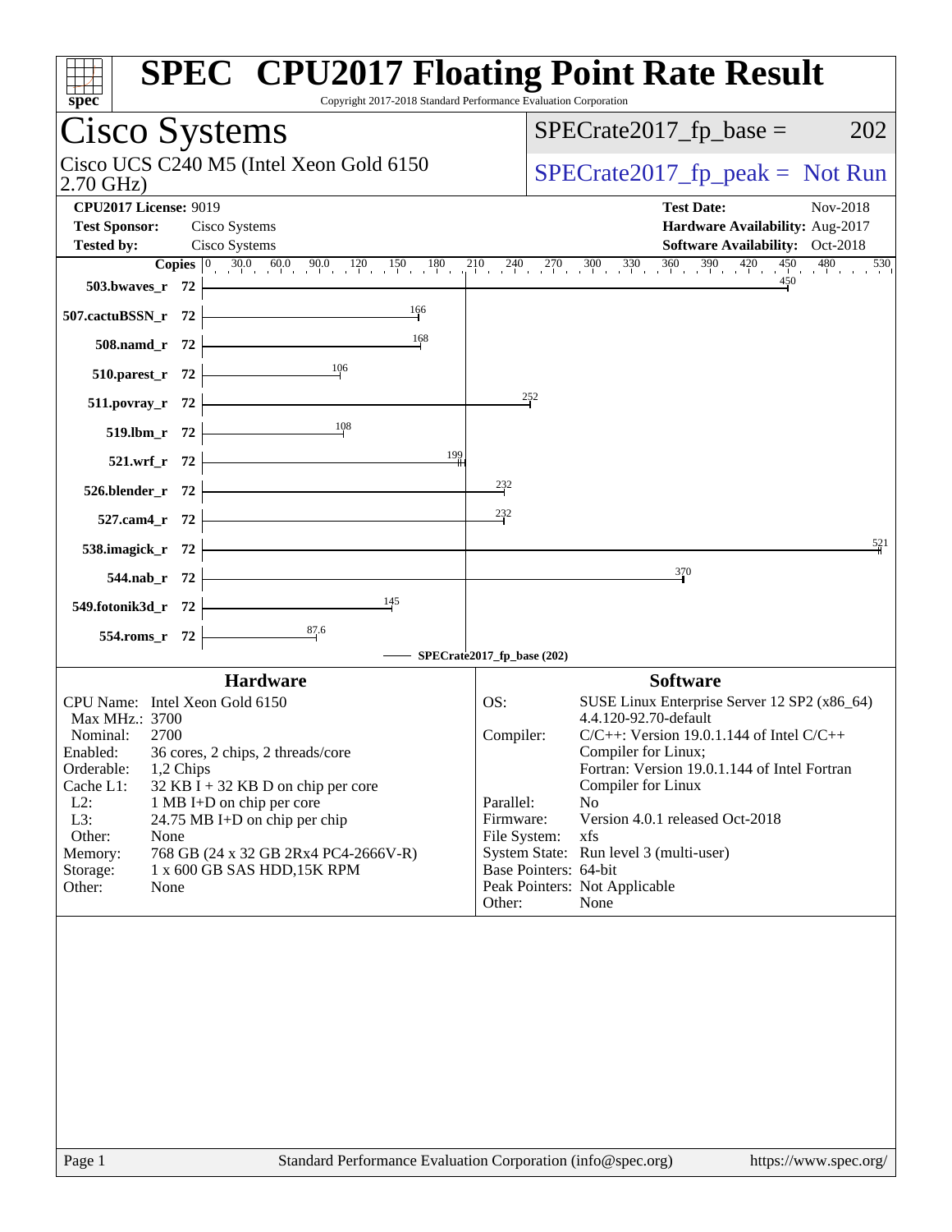# SPEC CPU2017 Floating Point Rate Result

Copyright 2017-2018 Standard Performance Evaluation Corporation

## Cisco Systems

Cisco UCS C240 M5 (Intel Xeon Gold 6150 2.70 GHz)

SPECrate2017_fp_base = 202

SPECrate2017_fp_peak = Not Run

**CPU2017 License:** 9019
**Test Sponsor:** Cisco Systems
**Tested by:** Cisco Systems

**Test Date:** Nov-2018
**Hardware Availability:** Aug-2017
**Software Availability:** Oct-2018

| Benchmark | Copies | SPECrate2017_fp_base |
|---|---|---|
| 503.bwaves_r | 72 | 450 |
| 507.cactuBSSN_r | 72 | 166 |
| 508.namd_r | 72 | 168 |
| 510.parest_r | 72 | 106 |
| 511.povray_r | 72 | 252 |
| 519.lbm_r | 72 | 108 |
| 521.wrf_r | 72 | 199 |
| 526.blender_r | 72 | 232 |
| 527.cam4_r | 72 | 232 |
| 538.imagick_r | 72 | 521 |
| 544.nab_r | 72 | 370 |
| 549.fotonik3d_r | 72 | 145 |
| 554.roms_r | 72 | 87.6 |

SPECrate2017_fp_base (202)

### Hardware

| | |
|---|---|
| CPU Name: | Intel Xeon Gold 6150 |
| Max MHz.: | 3700 |
| Nominal: | 2700 |
| Enabled: | 36 cores, 2 chips, 2 threads/core |
| Orderable: | 1,2 Chips |
| Cache L1: | 32 KB I + 32 KB D on chip per core |
| L2: | 1 MB I+D on chip per core |
| L3: | 24.75 MB I+D on chip per chip |
| Other: | None |
| Memory: | 768 GB (24 x 32 GB 2Rx4 PC4-2666V-R) |
| Storage: | 1 x 600 GB SAS HDD,15K RPM |
| Other: | None |

### Software

| | |
|---|---|
| OS: | SUSE Linux Enterprise Server 12 SP2 (x86_64) 4.4.120-92.70-default |
| Compiler: | C/C++: Version 19.0.1.144 of Intel C/C++ Compiler for Linux; Fortran: Version 19.0.1.144 of Intel Fortran Compiler for Linux |
| Parallel: | No |
| Firmware: | Version 4.0.1 released Oct-2018 |
| File System: | xfs |
| System State: | Run level 3 (multi-user) |
| Base Pointers: | 64-bit |
| Peak Pointers: | Not Applicable |
| Other: | None |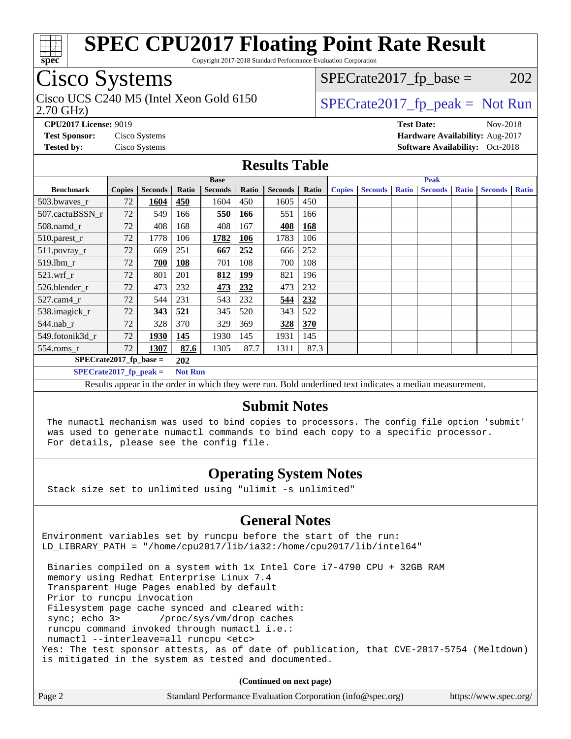# SPEC CPU2017 Floating Point Rate Result

Copyright 2017-2018 Standard Performance Evaluation Corporation

## Cisco Systems

Cisco UCS C240 M5 (Intel Xeon Gold 6150 2.70 GHz)

SPECrate2017_fp_base = 202

SPECrate2017_fp_peak = Not Run

**CPU2017 License:** 9019
**Test Sponsor:** Cisco Systems
**Tested by:** Cisco Systems

**Test Date:** Nov-2018
**Hardware Availability:** Aug-2017
**Software Availability:** Oct-2018

## Results Table

| Benchmark | Base | | | | | | | Peak | | | | | | |
|---|---|---|---|---|---|---|---|---|---|---|---|---|---|---|
| | Copies | Seconds | Ratio | Seconds | Ratio | Seconds | Ratio | Copies | Seconds | Ratio | Seconds | Ratio | Seconds | Ratio |
| 503.bwaves_r | 72 | **1604** | **450** | 1604 | 450 | 1605 | 450 | | | | | | | |
| 507.cactuBSSN_r | 72 | 549 | 166 | **550** | **166** | 551 | 166 | | | | | | | |
| 508.namd_r | 72 | 408 | 168 | 408 | 167 | **408** | **168** | | | | | | | |
| 510.parest_r | 72 | 1778 | 106 | **1782** | **106** | 1783 | 106 | | | | | | | |
| 511.povray_r | 72 | 669 | 251 | **667** | **252** | 666 | 252 | | | | | | | |
| 519.lbm_r | 72 | **700** | **108** | 701 | 108 | 700 | 108 | | | | | | | |
| 521.wrf_r | 72 | 801 | 201 | **812** | **199** | 821 | 196 | | | | | | | |
| 526.blender_r | 72 | 473 | 232 | **473** | **232** | 473 | 232 | | | | | | | |
| 527.cam4_r | 72 | 544 | 231 | 543 | 232 | **544** | **232** | | | | | | | |
| 538.imagick_r | 72 | **343** | **521** | 345 | 520 | 343 | 522 | | | | | | | |
| 544.nab_r | 72 | 328 | 370 | 329 | 369 | **328** | **370** | | | | | | | |
| 549.fotonik3d_r | 72 | **1930** | **145** | 1930 | 145 | 1931 | 145 | | | | | | | |
| 554.roms_r | 72 | **1307** | **87.6** | 1305 | 87.7 | 1311 | 87.3 | | | | | | | |

**SPECrate2017_fp_base = 202**

**SPECrate2017_fp_peak = Not Run**

Results appear in the order in which they were run. Bold underlined text indicates a median measurement.

## Submit Notes

```
The numactl mechanism was used to bind copies to processors. The config file option 'submit'
was used to generate numactl commands to bind each copy to a specific processor.
For details, please see the config file.
```

## Operating System Notes

```
Stack size set to unlimited using "ulimit -s unlimited"
```

## General Notes

```
Environment variables set by runcpu before the start of the run:
LD_LIBRARY_PATH = "/home/cpu2017/lib/ia32:/home/cpu2017/lib/intel64"

 Binaries compiled on a system with 1x Intel Core i7-4790 CPU + 32GB RAM
 memory using Redhat Enterprise Linux 7.4
 Transparent Huge Pages enabled by default
 Prior to runcpu invocation
 Filesystem page cache synced and cleared with:
 sync; echo 3>       /proc/sys/vm/drop_caches
 runcpu command invoked through numactl i.e.:
 numactl --interleave=all runcpu <etc>
Yes: The test sponsor attests, as of date of publication, that CVE-2017-5754 (Meltdown)
is mitigated in the system as tested and documented.
```

**(Continued on next page)**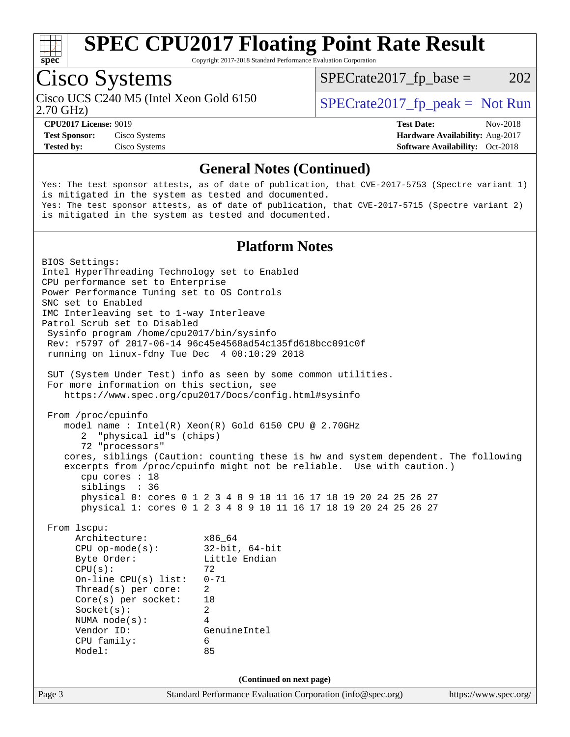## General Notes (Continued)

```
Yes: The test sponsor attests, as of date of publication, that CVE-2017-5753 (Spectre variant 1)
is mitigated in the system as tested and documented.
Yes: The test sponsor attests, as of date of publication, that CVE-2017-5715 (Spectre variant 2)
is mitigated in the system as tested and documented.
```

## Platform Notes

```
BIOS Settings:
Intel HyperThreading Technology set to Enabled
CPU performance set to Enterprise
Power Performance Tuning set to OS Controls
SNC set to Enabled
IMC Interleaving set to 1-way Interleave
Patrol Scrub set to Disabled
 Sysinfo program /home/cpu2017/bin/sysinfo
 Rev: r5797 of 2017-06-14 96c45e4568ad54c135fd618bcc091c0f
 running on linux-fdny Tue Dec  4 00:10:29 2018

 SUT (System Under Test) info as seen by some common utilities.
 For more information on this section, see
    https://www.spec.org/cpu2017/Docs/config.html#sysinfo

 From /proc/cpuinfo
    model name : Intel(R) Xeon(R) Gold 6150 CPU @ 2.70GHz
       2  "physical id"s (chips)
       72 "processors"
    cores, siblings (Caution: counting these is hw and system dependent. The following
    excerpts from /proc/cpuinfo might not be reliable.  Use with caution.)
       cpu cores : 18
       siblings  : 36
       physical 0: cores 0 1 2 3 4 8 9 10 11 16 17 18 19 20 24 25 26 27
       physical 1: cores 0 1 2 3 4 8 9 10 11 16 17 18 19 20 24 25 26 27

 From lscpu:
      Architecture:          x86_64
      CPU op-mode(s):        32-bit, 64-bit
      Byte Order:            Little Endian
      CPU(s):                72
      On-line CPU(s) list:   0-71
      Thread(s) per core:    2
      Core(s) per socket:    18
      Socket(s):             2
      NUMA node(s):          4
      Vendor ID:             GenuineIntel
      CPU family:            6
      Model:                 85
```

(Continued on next page)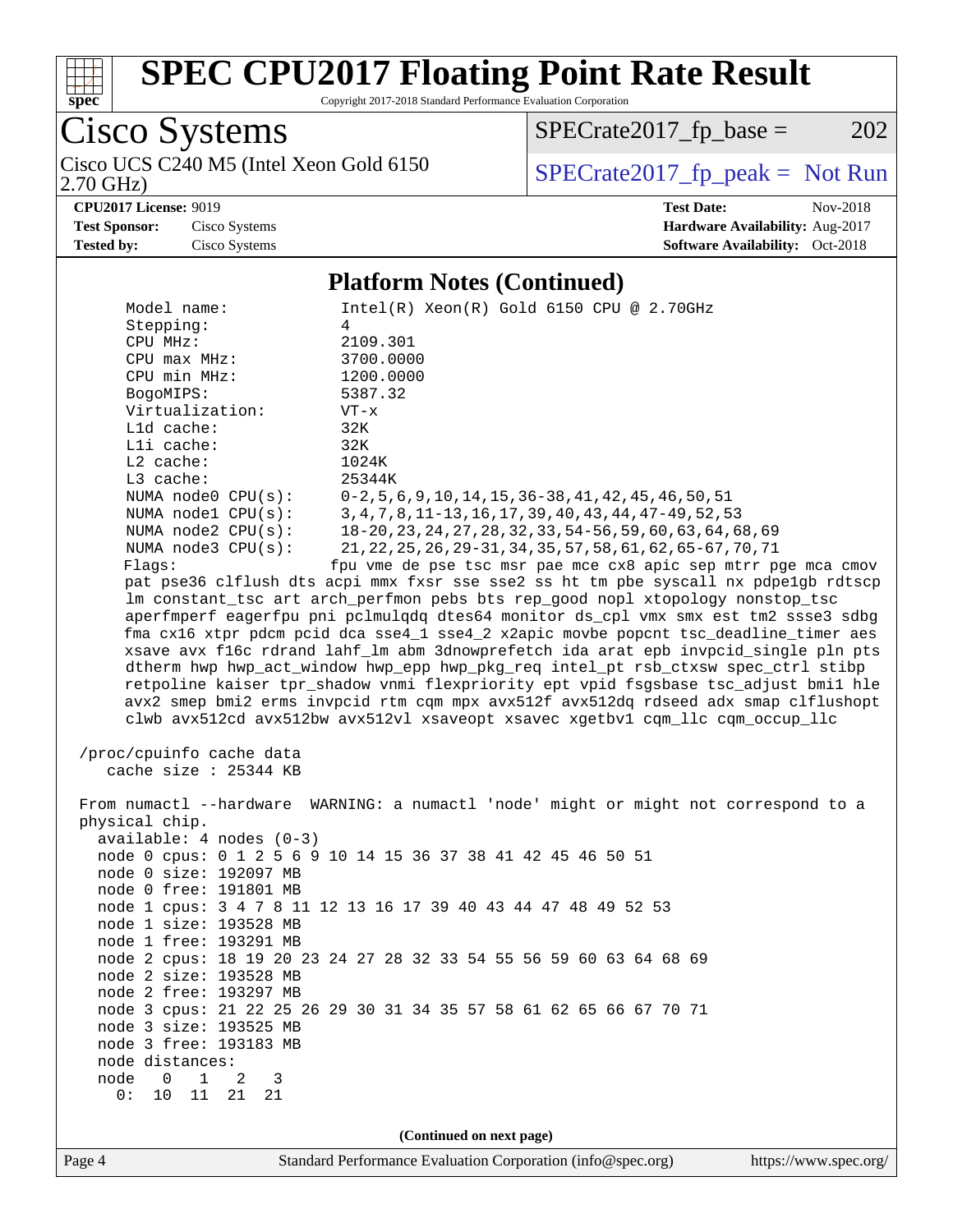# SPEC CPU2017 Floating Point Rate Result

Copyright 2017-2018 Standard Performance Evaluation Corporation

## Cisco Systems

Cisco UCS C240 M5 (Intel Xeon Gold 6150 2.70 GHz)

SPECrate2017_fp_base = 202

SPECrate2017_fp_peak = Not Run

**CPU2017 License:** 9019
**Test Sponsor:** Cisco Systems
**Tested by:** Cisco Systems

**Test Date:** Nov-2018
**Hardware Availability:** Aug-2017
**Software Availability:** Oct-2018

### Platform Notes (Continued)

```
     Model name:            Intel(R) Xeon(R) Gold 6150 CPU @ 2.70GHz
     Stepping:              4
     CPU MHz:               2109.301
     CPU max MHz:           3700.0000
     CPU min MHz:           1200.0000
     BogoMIPS:              5387.32
     Virtualization:        VT-x
     L1d cache:             32K
     L1i cache:             32K
     L2 cache:              1024K
     L3 cache:              25344K
     NUMA node0 CPU(s):     0-2,5,6,9,10,14,15,36-38,41,42,45,46,50,51
     NUMA node1 CPU(s):     3,4,7,8,11-13,16,17,39,40,43,44,47-49,52,53
     NUMA node2 CPU(s):     18-20,23,24,27,28,32,33,54-56,59,60,63,64,68,69
     NUMA node3 CPU(s):     21,22,25,26,29-31,34,35,57,58,61,62,65-67,70,71
     Flags:                 fpu vme de pse tsc msr pae mce cx8 apic sep mtrr pge mca cmov
     pat pse36 clflush dts acpi mmx fxsr sse sse2 ss ht tm pbe syscall nx pdpe1gb rdtscp
     lm constant_tsc art arch_perfmon pebs bts rep_good nopl xtopology nonstop_tsc
     aperfmperf eagerfpu pni pclmulqdq dtes64 monitor ds_cpl vmx smx est tm2 ssse3 sdbg
     fma cx16 xtpr pdcm pcid dca sse4_1 sse4_2 x2apic movbe popcnt tsc_deadline_timer aes
     xsave avx f16c rdrand lahf_lm abm 3dnowprefetch ida arat epb invpcid_single pln pts
     dtherm hwp hwp_act_window hwp_epp hwp_pkg_req intel_pt rsb_ctxsw spec_ctrl stibp
     retpoline kaiser tpr_shadow vnmi flexpriority ept vpid fsgsbase tsc_adjust bmi1 hle
     avx2 smep bmi2 erms invpcid rtm cqm mpx avx512f avx512dq rdseed adx smap clflushopt
     clwb avx512cd avx512bw avx512vl xsaveopt xsavec xgetbv1 cqm_llc cqm_occup_llc

 /proc/cpuinfo cache data
    cache size : 25344 KB

 From numactl --hardware  WARNING: a numactl 'node' might or might not correspond to a
 physical chip.
   available: 4 nodes (0-3)
   node 0 cpus: 0 1 2 5 6 9 10 14 15 36 37 38 41 42 45 46 50 51
   node 0 size: 192097 MB
   node 0 free: 191801 MB
   node 1 cpus: 3 4 7 8 11 12 13 16 17 39 40 43 44 47 48 49 52 53
   node 1 size: 193528 MB
   node 1 free: 193291 MB
   node 2 cpus: 18 19 20 23 24 27 28 32 33 54 55 56 59 60 63 64 68 69
   node 2 size: 193528 MB
   node 2 free: 193297 MB
   node 3 cpus: 21 22 25 26 29 30 31 34 35 57 58 61 62 65 66 67 70 71
   node 3 size: 193525 MB
   node 3 free: 193183 MB
   node distances:
   node   0   1   2   3
     0:  10  11  21  21
```

(Continued on next page)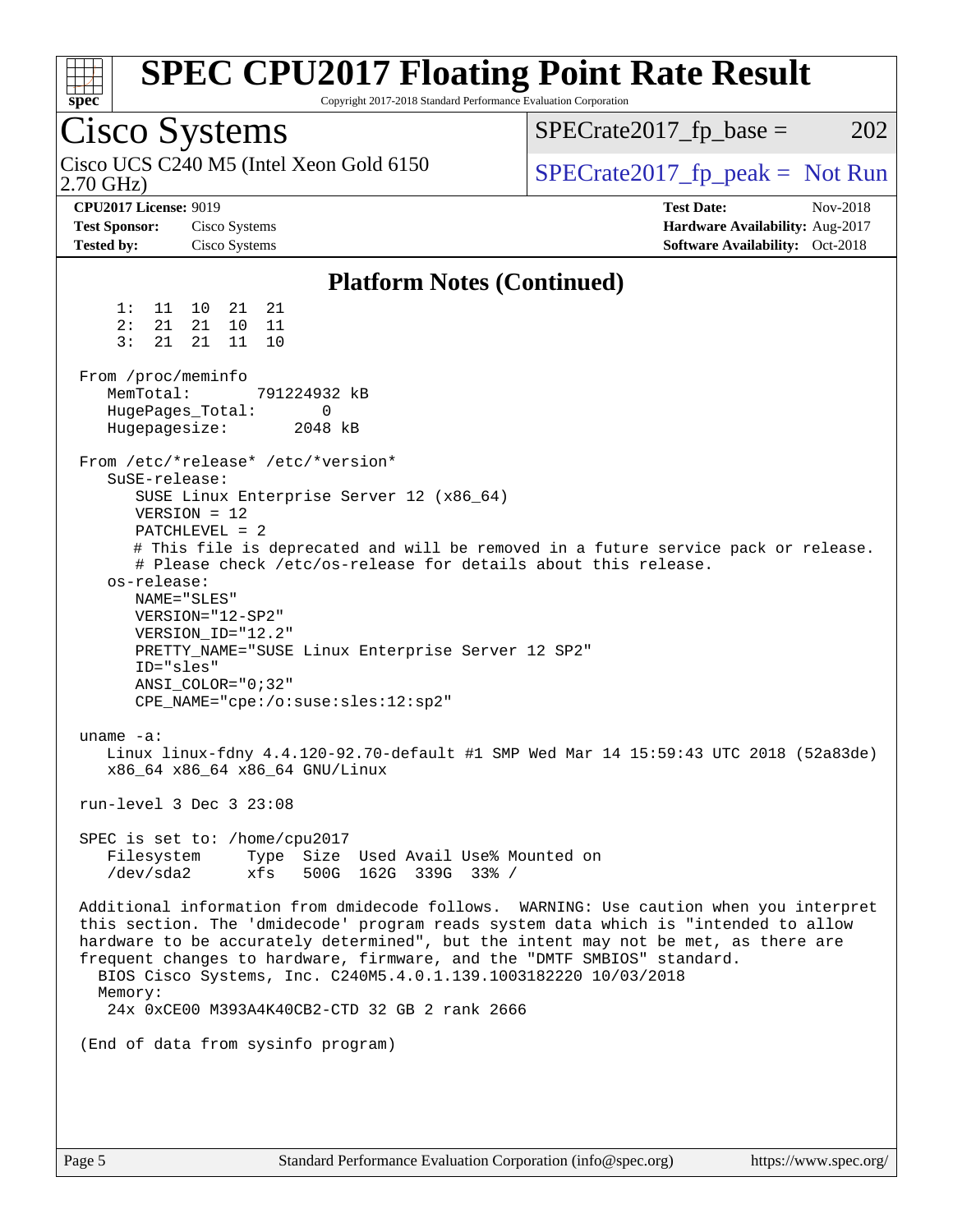## Platform Notes (Continued)

```
     1:  11  10  21  21
     2:  21  21  10  11
     3:  21  21  11  10

 From /proc/meminfo
    MemTotal:       791224932 kB
    HugePages_Total:       0
    Hugepagesize:       2048 kB

 From /etc/*release* /etc/*version*
    SuSE-release:
       SUSE Linux Enterprise Server 12 (x86_64)
       VERSION = 12
       PATCHLEVEL = 2
       # This file is deprecated and will be removed in a future service pack or release.
       # Please check /etc/os-release for details about this release.
    os-release:
       NAME="SLES"
       VERSION="12-SP2"
       VERSION_ID="12.2"
       PRETTY_NAME="SUSE Linux Enterprise Server 12 SP2"
       ID="sles"
       ANSI_COLOR="0;32"
       CPE_NAME="cpe:/o:suse:sles:12:sp2"

 uname -a:
    Linux linux-fdny 4.4.120-92.70-default #1 SMP Wed Mar 14 15:59:43 UTC 2018 (52a83de)
    x86_64 x86_64 x86_64 GNU/Linux

 run-level 3 Dec 3 23:08

 SPEC is set to: /home/cpu2017
    Filesystem     Type  Size  Used Avail Use% Mounted on
    /dev/sda2      xfs   500G  162G  339G  33% /

 Additional information from dmidecode follows.  WARNING: Use caution when you interpret
 this section. The 'dmidecode' program reads system data which is "intended to allow
 hardware to be accurately determined", but the intent may not be met, as there are
 frequent changes to hardware, firmware, and the "DMTF SMBIOS" standard.
   BIOS Cisco Systems, Inc. C240M5.4.0.1.139.1003182220 10/03/2018
   Memory:
     24x 0xCE00 M393A4K40CB2-CTD 32 GB 2 rank 2666

 (End of data from sysinfo program)
```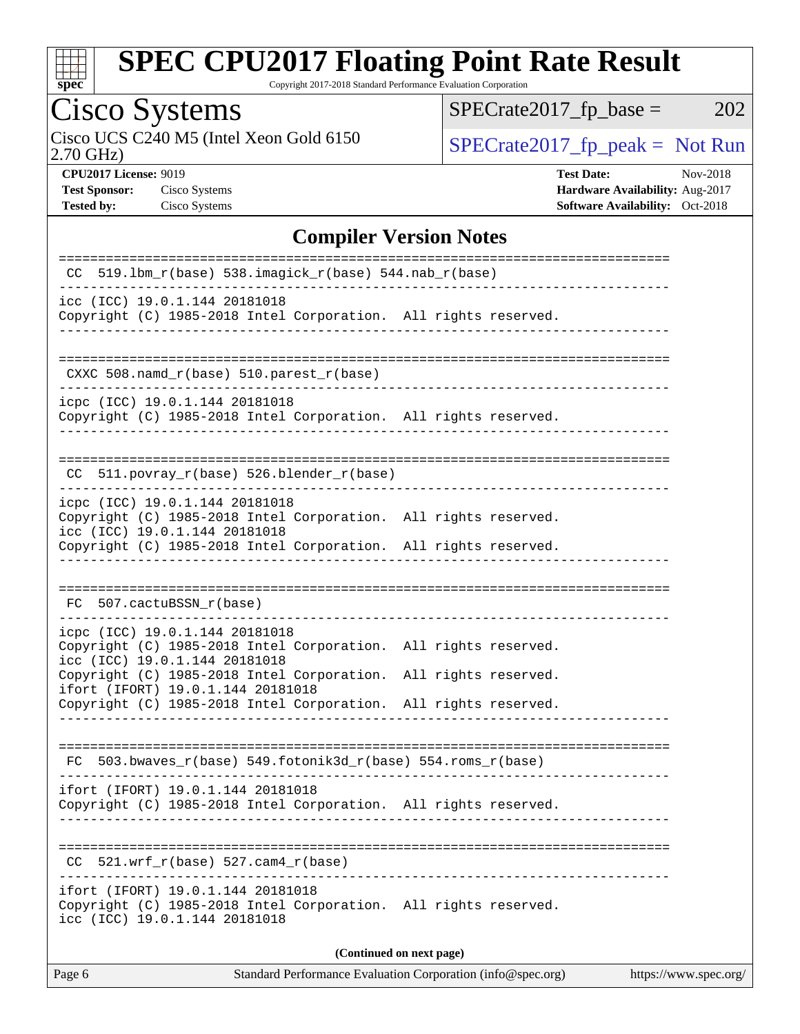# SPEC CPU2017 Floating Point Rate Result

Copyright 2017-2018 Standard Performance Evaluation Corporation

## Cisco Systems

Cisco UCS C240 M5 (Intel Xeon Gold 6150 2.70 GHz)

SPECrate2017_fp_base = 202

SPECrate2017_fp_peak = Not Run

**CPU2017 License:** 9019
**Test Sponsor:** Cisco Systems
**Tested by:** Cisco Systems

**Test Date:** Nov-2018
**Hardware Availability:** Aug-2017
**Software Availability:** Oct-2018

### Compiler Version Notes

```
==============================================================================
 CC  519.lbm_r(base) 538.imagick_r(base) 544.nab_r(base)
------------------------------------------------------------------------------
icc (ICC) 19.0.1.144 20181018
Copyright (C) 1985-2018 Intel Corporation.  All rights reserved.
------------------------------------------------------------------------------

==============================================================================
 CXXC 508.namd_r(base) 510.parest_r(base)
------------------------------------------------------------------------------
icpc (ICC) 19.0.1.144 20181018
Copyright (C) 1985-2018 Intel Corporation.  All rights reserved.
------------------------------------------------------------------------------

==============================================================================
 CC  511.povray_r(base) 526.blender_r(base)
------------------------------------------------------------------------------
icpc (ICC) 19.0.1.144 20181018
Copyright (C) 1985-2018 Intel Corporation.  All rights reserved.
icc (ICC) 19.0.1.144 20181018
Copyright (C) 1985-2018 Intel Corporation.  All rights reserved.
------------------------------------------------------------------------------

==============================================================================
 FC  507.cactuBSSN_r(base)
------------------------------------------------------------------------------
icpc (ICC) 19.0.1.144 20181018
Copyright (C) 1985-2018 Intel Corporation.  All rights reserved.
icc (ICC) 19.0.1.144 20181018
Copyright (C) 1985-2018 Intel Corporation.  All rights reserved.
ifort (IFORT) 19.0.1.144 20181018
Copyright (C) 1985-2018 Intel Corporation.  All rights reserved.
------------------------------------------------------------------------------

==============================================================================
 FC  503.bwaves_r(base) 549.fotonik3d_r(base) 554.roms_r(base)
------------------------------------------------------------------------------
ifort (IFORT) 19.0.1.144 20181018
Copyright (C) 1985-2018 Intel Corporation.  All rights reserved.
------------------------------------------------------------------------------

==============================================================================
 CC  521.wrf_r(base) 527.cam4_r(base)
------------------------------------------------------------------------------
ifort (IFORT) 19.0.1.144 20181018
Copyright (C) 1985-2018 Intel Corporation.  All rights reserved.
icc (ICC) 19.0.1.144 20181018
```

**(Continued on next page)**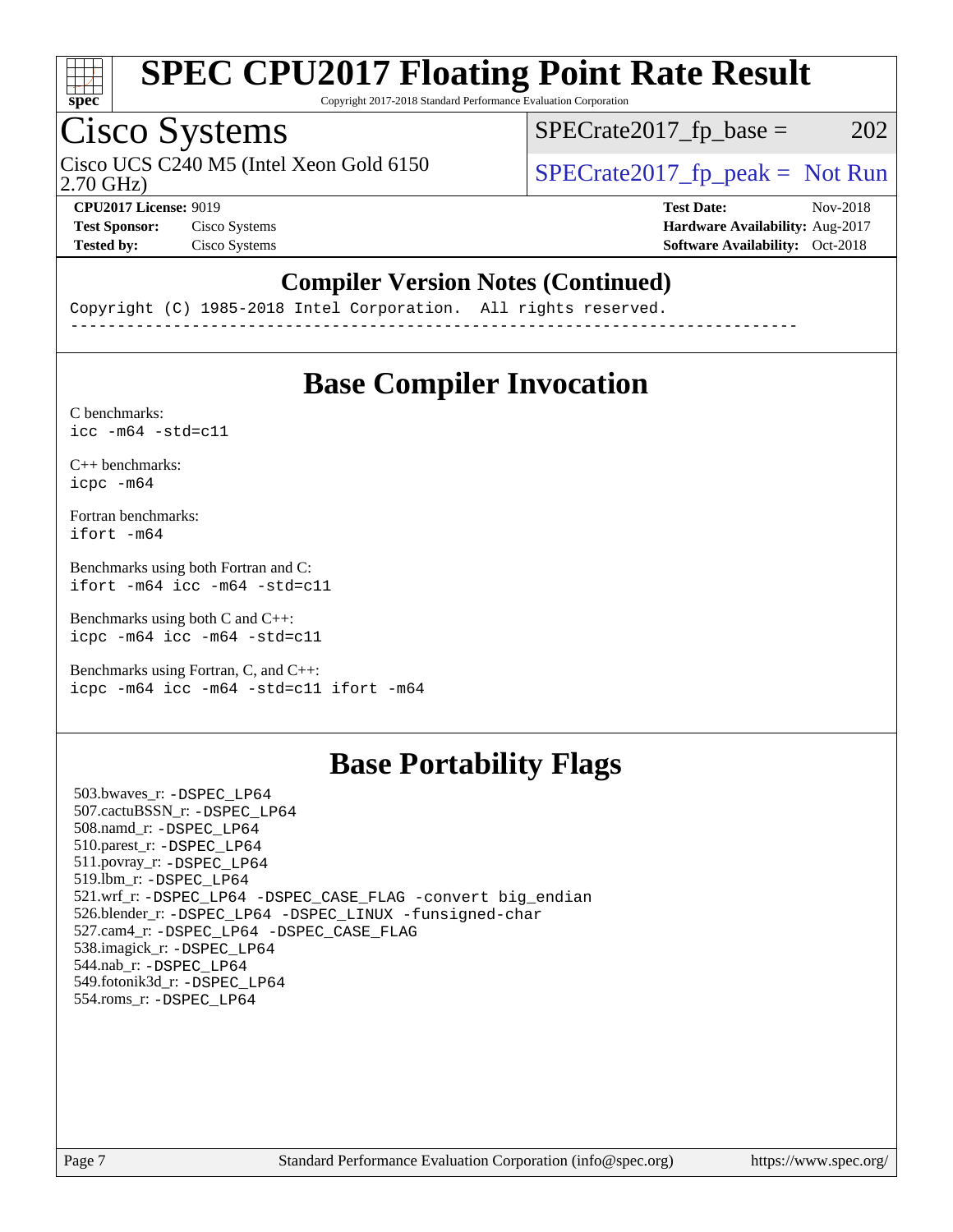# SPEC CPU2017 Floating Point Rate Result

Copyright 2017-2018 Standard Performance Evaluation Corporation

## Cisco Systems

Cisco UCS C240 M5 (Intel Xeon Gold 6150 2.70 GHz)

SPECrate2017_fp_base = 202

SPECrate2017_fp_peak = Not Run

**CPU2017 License:** 9019
**Test Sponsor:** Cisco Systems
**Tested by:** Cisco Systems

**Test Date:** Nov-2018
**Hardware Availability:** Aug-2017
**Software Availability:** Oct-2018

### Compiler Version Notes (Continued)

```
Copyright (C) 1985-2018 Intel Corporation.  All rights reserved.
------------------------------------------------------------------------------
```

## Base Compiler Invocation

C benchmarks:
`icc -m64 -std=c11`

C++ benchmarks:
`icpc -m64`

Fortran benchmarks:
`ifort -m64`

Benchmarks using both Fortran and C:
`ifort -m64 icc -m64 -std=c11`

Benchmarks using both C and C++:
`icpc -m64 icc -m64 -std=c11`

Benchmarks using Fortran, C, and C++:
`icpc -m64 icc -m64 -std=c11 ifort -m64`

## Base Portability Flags

503.bwaves_r: -DSPEC_LP64
507.cactuBSSN_r: -DSPEC_LP64
508.namd_r: -DSPEC_LP64
510.parest_r: -DSPEC_LP64
511.povray_r: -DSPEC_LP64
519.lbm_r: -DSPEC_LP64
521.wrf_r: -DSPEC_LP64 -DSPEC_CASE_FLAG -convert big_endian
526.blender_r: -DSPEC_LP64 -DSPEC_LINUX -funsigned-char
527.cam4_r: -DSPEC_LP64 -DSPEC_CASE_FLAG
538.imagick_r: -DSPEC_LP64
544.nab_r: -DSPEC_LP64
549.fotonik3d_r: -DSPEC_LP64
554.roms_r: -DSPEC_LP64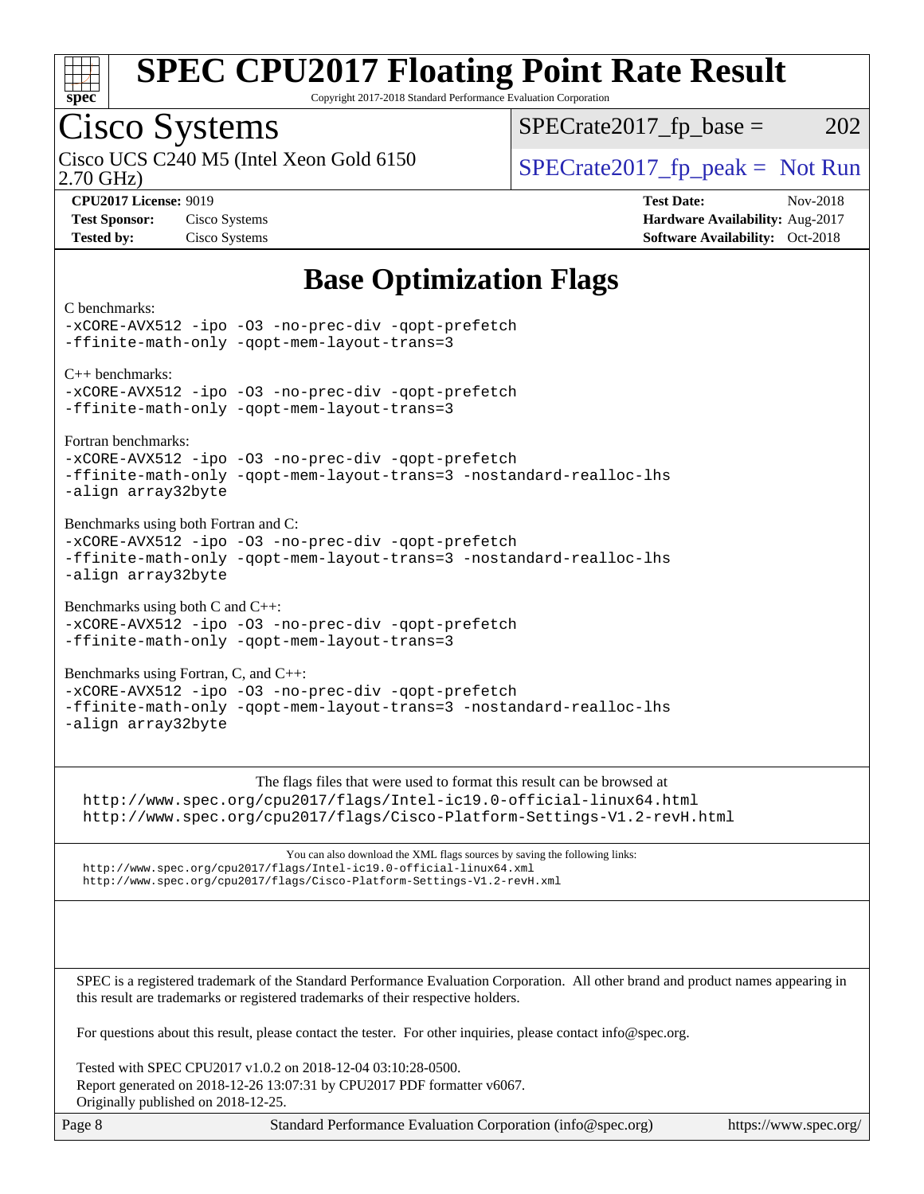# Base Optimization Flags

C benchmarks:
```
-xCORE-AVX512 -ipo -O3 -no-prec-div -qopt-prefetch
-ffinite-math-only -qopt-mem-layout-trans=3
```

C++ benchmarks:
```
-xCORE-AVX512 -ipo -O3 -no-prec-div -qopt-prefetch
-ffinite-math-only -qopt-mem-layout-trans=3
```

Fortran benchmarks:
```
-xCORE-AVX512 -ipo -O3 -no-prec-div -qopt-prefetch
-ffinite-math-only -qopt-mem-layout-trans=3 -nostandard-realloc-lhs
-align array32byte
```

Benchmarks using both Fortran and C:
```
-xCORE-AVX512 -ipo -O3 -no-prec-div -qopt-prefetch
-ffinite-math-only -qopt-mem-layout-trans=3 -nostandard-realloc-lhs
-align array32byte
```

Benchmarks using both C and C++:
```
-xCORE-AVX512 -ipo -O3 -no-prec-div -qopt-prefetch
-ffinite-math-only -qopt-mem-layout-trans=3
```

Benchmarks using Fortran, C, and C++:
```
-xCORE-AVX512 -ipo -O3 -no-prec-div -qopt-prefetch
-ffinite-math-only -qopt-mem-layout-trans=3 -nostandard-realloc-lhs
-align array32byte
```

The flags files that were used to format this result can be browsed at
http://www.spec.org/cpu2017/flags/Intel-ic19.0-official-linux64.html
http://www.spec.org/cpu2017/flags/Cisco-Platform-Settings-V1.2-revH.html

You can also download the XML flags sources by saving the following links:
http://www.spec.org/cpu2017/flags/Intel-ic19.0-official-linux64.xml
http://www.spec.org/cpu2017/flags/Cisco-Platform-Settings-V1.2-revH.xml

SPEC is a registered trademark of the Standard Performance Evaluation Corporation. All other brand and product names appearing in this result are trademarks or registered trademarks of their respective holders.

For questions about this result, please contact the tester. For other inquiries, please contact info@spec.org.

Tested with SPEC CPU2017 v1.0.2 on 2018-12-04 03:10:28-0500.
Report generated on 2018-12-26 13:07:31 by CPU2017 PDF formatter v6067.
Originally published on 2018-12-25.